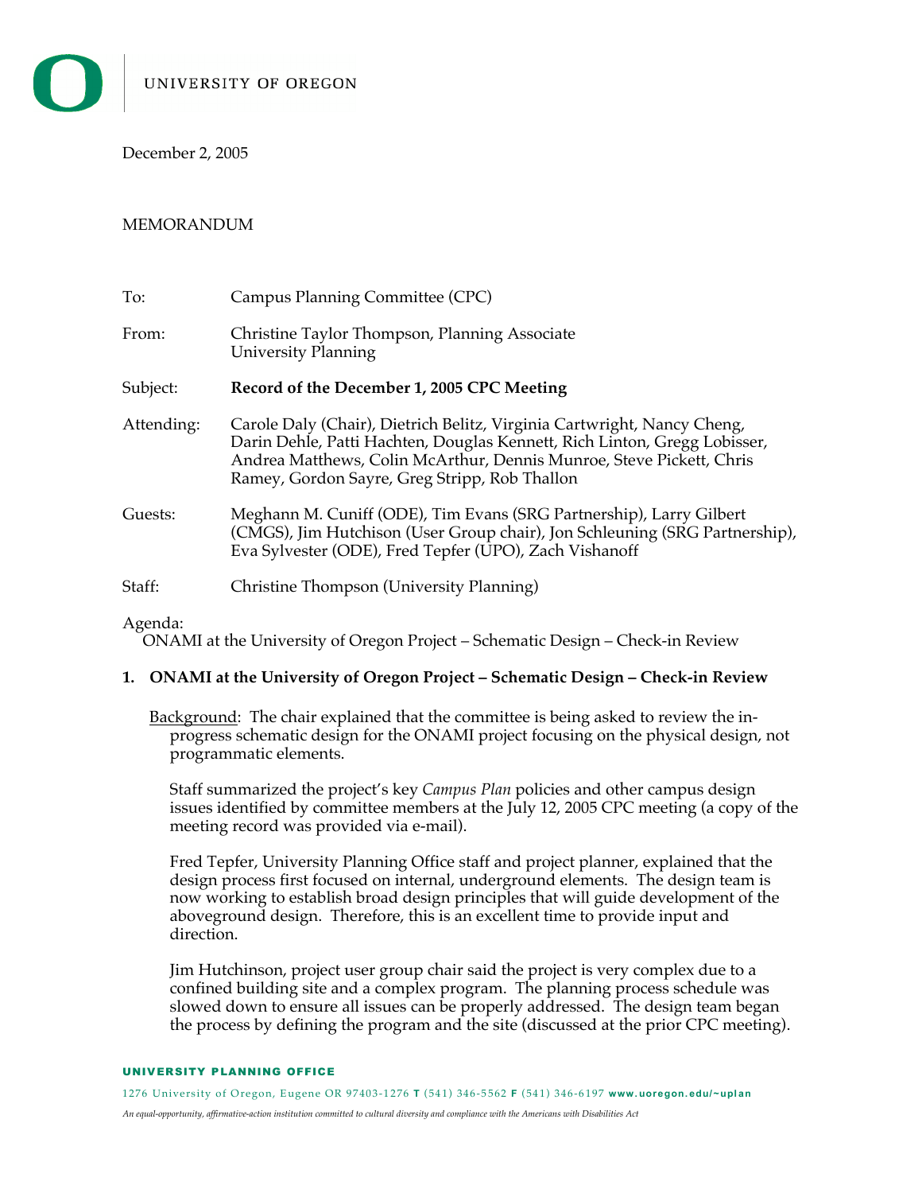UNIVERSITY OF OREGON

December 2, 2005

MEMORANDUM

To: Campus Planning Committee (CPC)

From: Christine Taylor Thompson, Planning Associate
University Planning

Subject: **Record of the December 1, 2005 CPC Meeting**

Attending: Carole Daly (Chair), Dietrich Belitz, Virginia Cartwright, Nancy Cheng, Darin Dehle, Patti Hachten, Douglas Kennett, Rich Linton, Gregg Lobisser, Andrea Matthews, Colin McArthur, Dennis Munroe, Steve Pickett, Chris Ramey, Gordon Sayre, Greg Stripp, Rob Thallon

Guests: Meghann M. Cuniff (ODE), Tim Evans (SRG Partnership), Larry Gilbert (CMGS), Jim Hutchison (User Group chair), Jon Schleuning (SRG Partnership), Eva Sylvester (ODE), Fred Tepfer (UPO), Zach Vishanoff

Staff: Christine Thompson (University Planning)

Agenda:
ONAMI at the University of Oregon Project – Schematic Design – Check-in Review

## 1. ONAMI at the University of Oregon Project – Schematic Design – Check-in Review

Background: The chair explained that the committee is being asked to review the in-progress schematic design for the ONAMI project focusing on the physical design, not programmatic elements.

Staff summarized the project's key *Campus Plan* policies and other campus design issues identified by committee members at the July 12, 2005 CPC meeting (a copy of the meeting record was provided via e-mail).

Fred Tepfer, University Planning Office staff and project planner, explained that the design process first focused on internal, underground elements. The design team is now working to establish broad design principles that will guide development of the aboveground design. Therefore, this is an excellent time to provide input and direction.

Jim Hutchinson, project user group chair said the project is very complex due to a confined building site and a complex program. The planning process schedule was slowed down to ensure all issues can be properly addressed. The design team began the process by defining the program and the site (discussed at the prior CPC meeting).

UNIVERSITY PLANNING OFFICE

1276 University of Oregon, Eugene OR 97403-1276 **T** (541) 346-5562 **F** (541) 346-6197 **www.uoregon.edu/~uplan**

*An equal-opportunity, affirmative-action institution committed to cultural diversity and compliance with the Americans with Disabilities Act*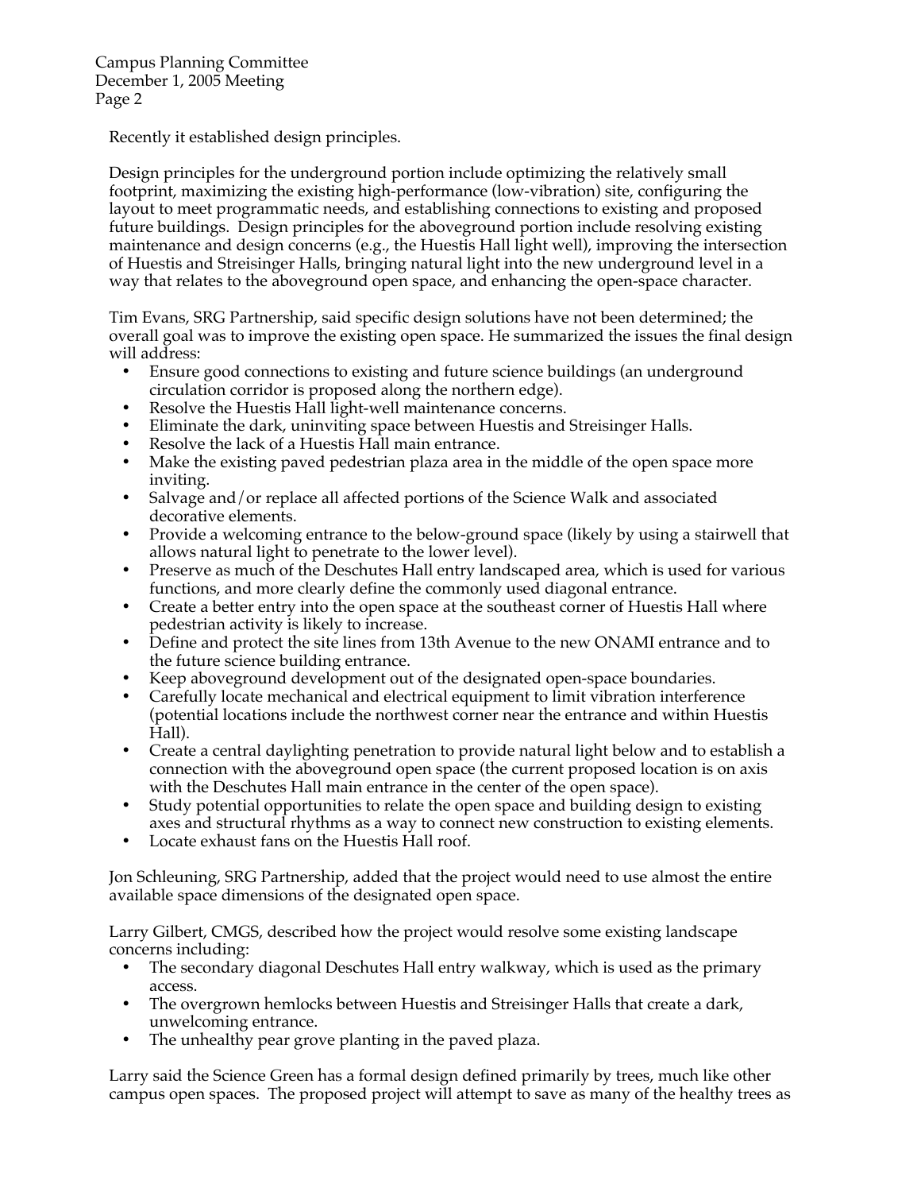Recently it established design principles.

Design principles for the underground portion include optimizing the relatively small footprint, maximizing the existing high-performance (low-vibration) site, configuring the layout to meet programmatic needs, and establishing connections to existing and proposed future buildings. Design principles for the aboveground portion include resolving existing maintenance and design concerns (e.g., the Huestis Hall light well), improving the intersection of Huestis and Streisinger Halls, bringing natural light into the new underground level in a way that relates to the aboveground open space, and enhancing the open-space character.

Tim Evans, SRG Partnership, said specific design solutions have not been determined; the overall goal was to improve the existing open space. He summarized the issues the final design will address:

- Ensure good connections to existing and future science buildings (an underground circulation corridor is proposed along the northern edge).
- Resolve the Huestis Hall light-well maintenance concerns.
- Eliminate the dark, uninviting space between Huestis and Streisinger Halls.
- Resolve the lack of a Huestis Hall main entrance.
- Make the existing paved pedestrian plaza area in the middle of the open space more inviting.
- Salvage and/or replace all affected portions of the Science Walk and associated decorative elements.
- Provide a welcoming entrance to the below-ground space (likely by using a stairwell that allows natural light to penetrate to the lower level).
- Preserve as much of the Deschutes Hall entry landscaped area, which is used for various functions, and more clearly define the commonly used diagonal entrance.
- Create a better entry into the open space at the southeast corner of Huestis Hall where pedestrian activity is likely to increase.
- Define and protect the site lines from 13th Avenue to the new ONAMI entrance and to the future science building entrance.
- Keep aboveground development out of the designated open-space boundaries.
- Carefully locate mechanical and electrical equipment to limit vibration interference (potential locations include the northwest corner near the entrance and within Huestis Hall).
- Create a central daylighting penetration to provide natural light below and to establish a connection with the aboveground open space (the current proposed location is on axis with the Deschutes Hall main entrance in the center of the open space).
- Study potential opportunities to relate the open space and building design to existing axes and structural rhythms as a way to connect new construction to existing elements.
- Locate exhaust fans on the Huestis Hall roof.

Jon Schleuning, SRG Partnership, added that the project would need to use almost the entire available space dimensions of the designated open space.

Larry Gilbert, CMGS, described how the project would resolve some existing landscape concerns including:

- The secondary diagonal Deschutes Hall entry walkway, which is used as the primary access.
- The overgrown hemlocks between Huestis and Streisinger Halls that create a dark, unwelcoming entrance.
- The unhealthy pear grove planting in the paved plaza.

Larry said the Science Green has a formal design defined primarily by trees, much like other campus open spaces. The proposed project will attempt to save as many of the healthy trees as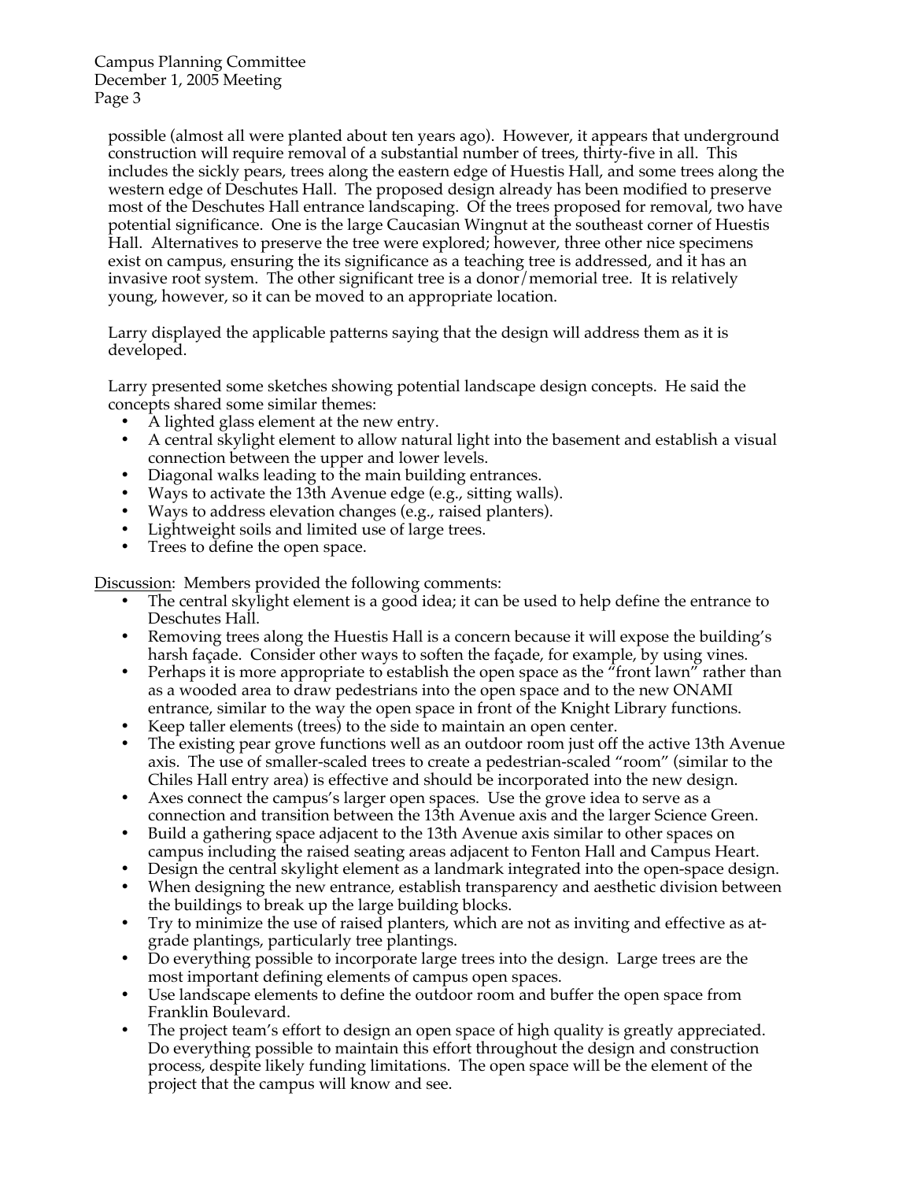possible (almost all were planted about ten years ago). However, it appears that underground construction will require removal of a substantial number of trees, thirty-five in all. This includes the sickly pears, trees along the eastern edge of Huestis Hall, and some trees along the western edge of Deschutes Hall. The proposed design already has been modified to preserve most of the Deschutes Hall entrance landscaping. Of the trees proposed for removal, two have potential significance. One is the large Caucasian Wingnut at the southeast corner of Huestis Hall. Alternatives to preserve the tree were explored; however, three other nice specimens exist on campus, ensuring the its significance as a teaching tree is addressed, and it has an invasive root system. The other significant tree is a donor/memorial tree. It is relatively young, however, so it can be moved to an appropriate location.

Larry displayed the applicable patterns saying that the design will address them as it is developed.

Larry presented some sketches showing potential landscape design concepts. He said the concepts shared some similar themes:

- A lighted glass element at the new entry.
- A central skylight element to allow natural light into the basement and establish a visual connection between the upper and lower levels.
- Diagonal walks leading to the main building entrances.
- Ways to activate the 13th Avenue edge (e.g., sitting walls).
- Ways to address elevation changes (e.g., raised planters).
- Lightweight soils and limited use of large trees.
- Trees to define the open space.

Discussion: Members provided the following comments:

- The central skylight element is a good idea; it can be used to help define the entrance to Deschutes Hall.
- Removing trees along the Huestis Hall is a concern because it will expose the building's harsh façade. Consider other ways to soften the façade, for example, by using vines.
- Perhaps it is more appropriate to establish the open space as the "front lawn" rather than as a wooded area to draw pedestrians into the open space and to the new ONAMI entrance, similar to the way the open space in front of the Knight Library functions.
- Keep taller elements (trees) to the side to maintain an open center.
- The existing pear grove functions well as an outdoor room just off the active 13th Avenue axis. The use of smaller-scaled trees to create a pedestrian-scaled "room" (similar to the Chiles Hall entry area) is effective and should be incorporated into the new design.
- Axes connect the campus's larger open spaces. Use the grove idea to serve as a connection and transition between the 13th Avenue axis and the larger Science Green.
- Build a gathering space adjacent to the 13th Avenue axis similar to other spaces on campus including the raised seating areas adjacent to Fenton Hall and Campus Heart.
- Design the central skylight element as a landmark integrated into the open-space design.
- When designing the new entrance, establish transparency and aesthetic division between the buildings to break up the large building blocks.
- Try to minimize the use of raised planters, which are not as inviting and effective as at-grade plantings, particularly tree plantings.
- Do everything possible to incorporate large trees into the design. Large trees are the most important defining elements of campus open spaces.
- Use landscape elements to define the outdoor room and buffer the open space from Franklin Boulevard.
- The project team's effort to design an open space of high quality is greatly appreciated. Do everything possible to maintain this effort throughout the design and construction process, despite likely funding limitations. The open space will be the element of the project that the campus will know and see.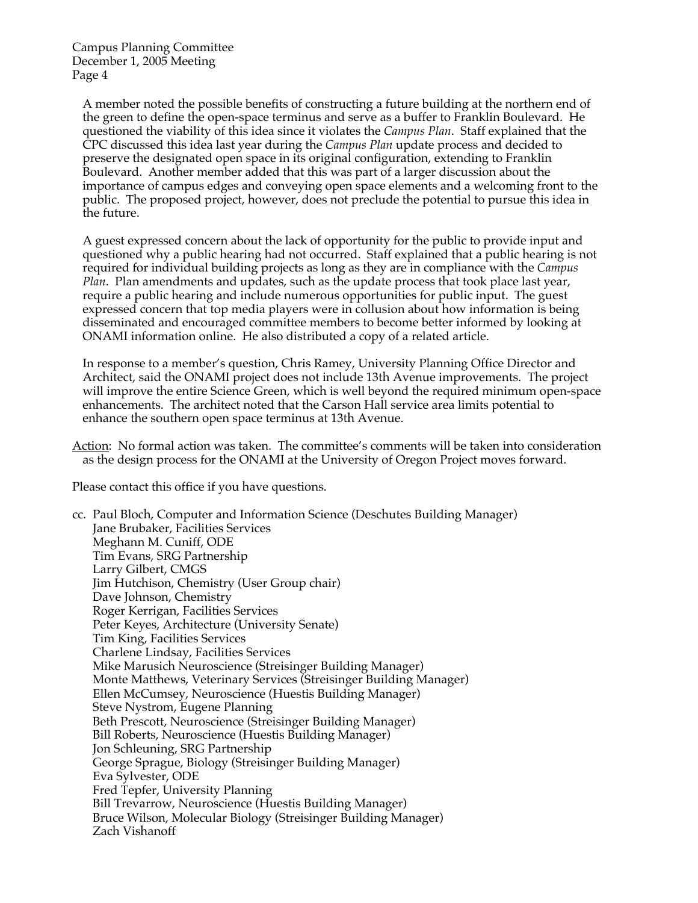A member noted the possible benefits of constructing a future building at the northern end of the green to define the open-space terminus and serve as a buffer to Franklin Boulevard. He questioned the viability of this idea since it violates the *Campus Plan*. Staff explained that the CPC discussed this idea last year during the *Campus Plan* update process and decided to preserve the designated open space in its original configuration, extending to Franklin Boulevard. Another member added that this was part of a larger discussion about the importance of campus edges and conveying open space elements and a welcoming front to the public. The proposed project, however, does not preclude the potential to pursue this idea in the future.

A guest expressed concern about the lack of opportunity for the public to provide input and questioned why a public hearing had not occurred. Staff explained that a public hearing is not required for individual building projects as long as they are in compliance with the *Campus Plan*. Plan amendments and updates, such as the update process that took place last year, require a public hearing and include numerous opportunities for public input. The guest expressed concern that top media players were in collusion about how information is being disseminated and encouraged committee members to become better informed by looking at ONAMI information online. He also distributed a copy of a related article.

In response to a member's question, Chris Ramey, University Planning Office Director and Architect, said the ONAMI project does not include 13th Avenue improvements. The project will improve the entire Science Green, which is well beyond the required minimum open-space enhancements. The architect noted that the Carson Hall service area limits potential to enhance the southern open space terminus at 13th Avenue.

Action: No formal action was taken. The committee's comments will be taken into consideration as the design process for the ONAMI at the University of Oregon Project moves forward.

Please contact this office if you have questions.

cc. Paul Bloch, Computer and Information Science (Deschutes Building Manager)
Jane Brubaker, Facilities Services
Meghann M. Cuniff, ODE
Tim Evans, SRG Partnership
Larry Gilbert, CMGS
Jim Hutchison, Chemistry (User Group chair)
Dave Johnson, Chemistry
Roger Kerrigan, Facilities Services
Peter Keyes, Architecture (University Senate)
Tim King, Facilities Services
Charlene Lindsay, Facilities Services
Mike Marusich Neuroscience (Streisinger Building Manager)
Monte Matthews, Veterinary Services (Streisinger Building Manager)
Ellen McCumsey, Neuroscience (Huestis Building Manager)
Steve Nystrom, Eugene Planning
Beth Prescott, Neuroscience (Streisinger Building Manager)
Bill Roberts, Neuroscience (Huestis Building Manager)
Jon Schleuning, SRG Partnership
George Sprague, Biology (Streisinger Building Manager)
Eva Sylvester, ODE
Fred Tepfer, University Planning
Bill Trevarrow, Neuroscience (Huestis Building Manager)
Bruce Wilson, Molecular Biology (Streisinger Building Manager)
Zach Vishanoff